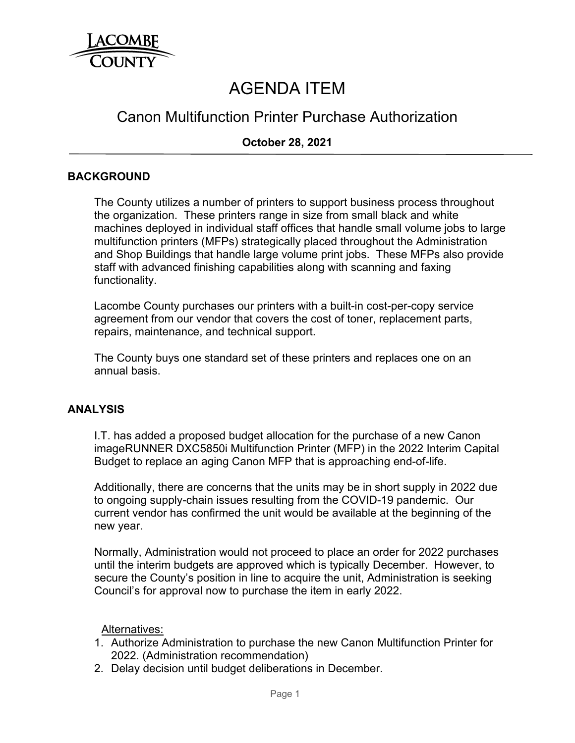LACOMBE COUNTY

# AGENDA ITEM

## Canon Multifunction Printer Purchase Authorization

**October 28, 2021**

### BACKGROUND

The County utilizes a number of printers to support business process throughout the organization. These printers range in size from small black and white machines deployed in individual staff offices that handle small volume jobs to large multifunction printers (MFPs) strategically placed throughout the Administration and Shop Buildings that handle large volume print jobs. These MFPs also provide staff with advanced finishing capabilities along with scanning and faxing functionality.

Lacombe County purchases our printers with a built-in cost-per-copy service agreement from our vendor that covers the cost of toner, replacement parts, repairs, maintenance, and technical support.

The County buys one standard set of these printers and replaces one on an annual basis.

### ANALYSIS

I.T. has added a proposed budget allocation for the purchase of a new Canon imageRUNNER DXC5850i Multifunction Printer (MFP) in the 2022 Interim Capital Budget to replace an aging Canon MFP that is approaching end-of-life.

Additionally, there are concerns that the units may be in short supply in 2022 due to ongoing supply-chain issues resulting from the COVID-19 pandemic. Our current vendor has confirmed the unit would be available at the beginning of the new year.

Normally, Administration would not proceed to place an order for 2022 purchases until the interim budgets are approved which is typically December. However, to secure the County's position in line to acquire the unit, Administration is seeking Council's for approval now to purchase the item in early 2022.

Alternatives:

1. Authorize Administration to purchase the new Canon Multifunction Printer for 2022. (Administration recommendation)
2. Delay decision until budget deliberations in December.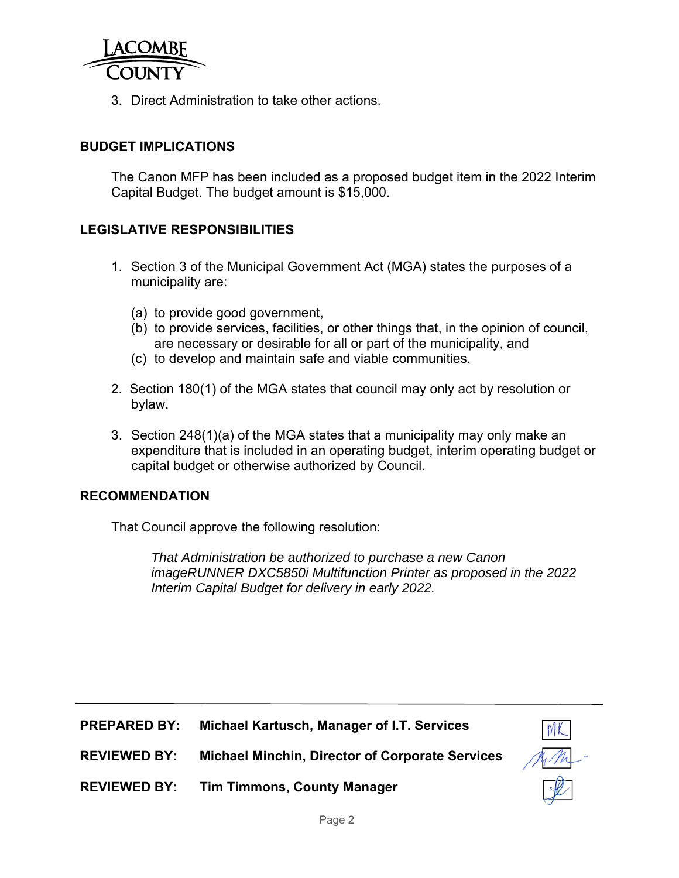3. Direct Administration to take other actions.

## BUDGET IMPLICATIONS

The Canon MFP has been included as a proposed budget item in the 2022 Interim Capital Budget. The budget amount is $15,000.

## LEGISLATIVE RESPONSIBILITIES

1. Section 3 of the Municipal Government Act (MGA) states the purposes of a municipality are:

   (a) to provide good government,
   (b) to provide services, facilities, or other things that, in the opinion of council, are necessary or desirable for all or part of the municipality, and
   (c) to develop and maintain safe and viable communities.

2. Section 180(1) of the MGA states that council may only act by resolution or bylaw.

3. Section 248(1)(a) of the MGA states that a municipality may only make an expenditure that is included in an operating budget, interim operating budget or capital budget or otherwise authorized by Council.

## RECOMMENDATION

That Council approve the following resolution:

> *That Administration be authorized to purchase a new Canon imageRUNNER DXC5850i Multifunction Printer as proposed in the 2022 Interim Capital Budget for delivery in early 2022.*

---

**PREPARED BY:** **Michael Kartusch, Manager of I.T. Services**

**REVIEWED BY:** **Michael Minchin, Director of Corporate Services**

**REVIEWED BY:** **Tim Timmons, County Manager**